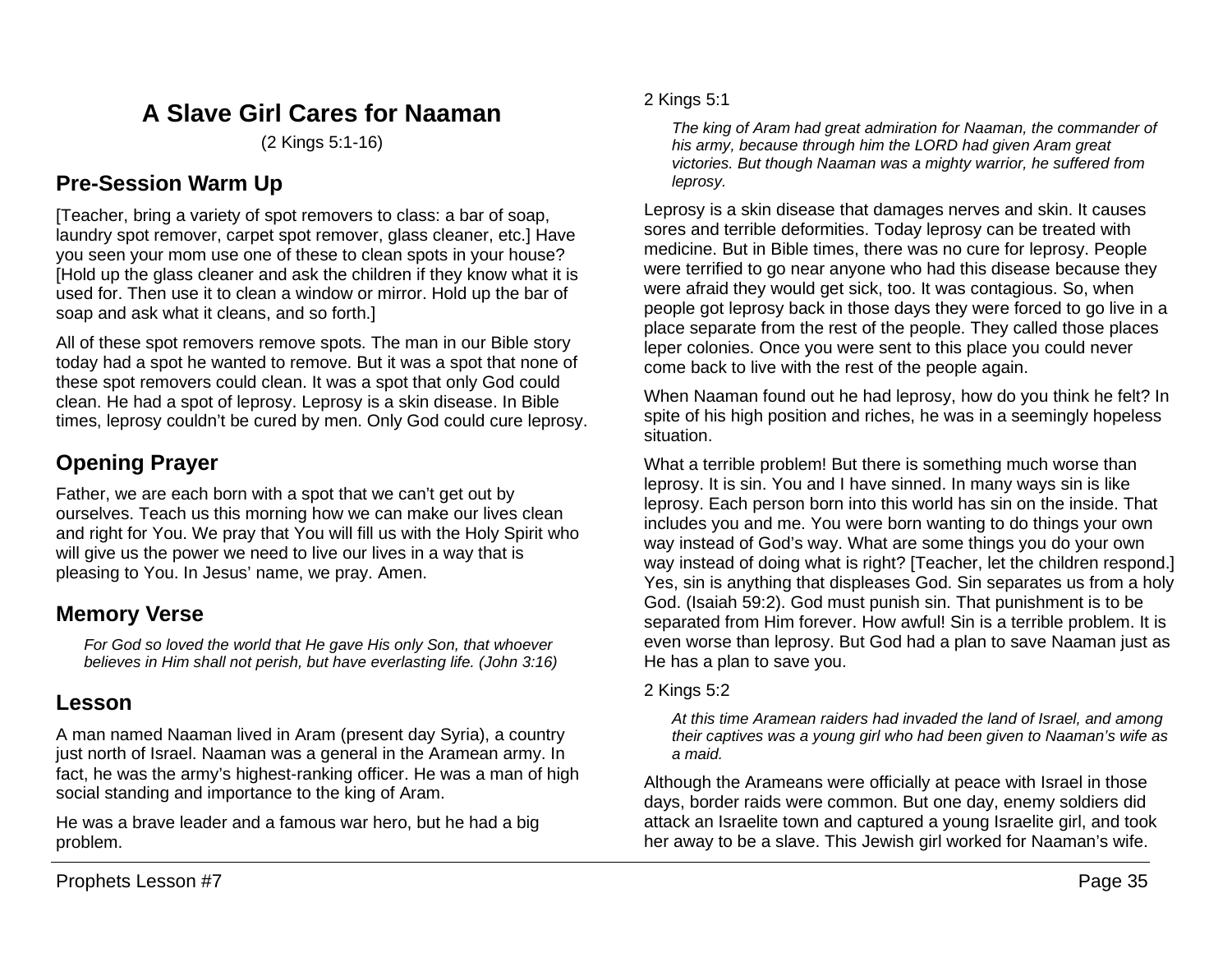# A Slave Girl Cares for Naaman

(2 Kings 5:1-16)

## Pre-Session Warm Up

[Teacher, bring a variety of spot removers to class: a bar of soap, laundry spot remover, carpet spot remover, glass cleaner, etc.] Have you seen your mom use one of these to clean spots in your house? [Hold up the glass cleaner and ask the children if they know what it is used for. Then use it to clean a window or mirror. Hold up the bar of soap and ask what it cleans, and so forth.]

All of these spot removers remove spots. The man in our Bible story today had a spot he wanted to remove. But it was a spot that none of these spot removers could clean. It was a spot that only God could clean. He had a spot of leprosy. Leprosy is a skin disease. In Bible times, leprosy couldn't be cured by men. Only God could cure leprosy.

## Opening Prayer

Father, we are each born with a spot that we can't get out by ourselves. Teach us this morning how we can make our lives clean and right for You. We pray that You will fill us with the Holy Spirit who will give us the power we need to live our lives in a way that is pleasing to You. In Jesus' name, we pray. Amen.

## Memory Verse

> *For God so loved the world that He gave His only Son, that whoever believes in Him shall not perish, but have everlasting life. (John 3:16)*

## Lesson

A man named Naaman lived in Aram (present day Syria), a country just north of Israel. Naaman was a general in the Aramean army. In fact, he was the army's highest-ranking officer. He was a man of high social standing and importance to the king of Aram.

He was a brave leader and a famous war hero, but he had a big problem.

2 Kings 5:1

> *The king of Aram had great admiration for Naaman, the commander of his army, because through him the LORD had given Aram great victories. But though Naaman was a mighty warrior, he suffered from leprosy.*

Leprosy is a skin disease that damages nerves and skin. It causes sores and terrible deformities. Today leprosy can be treated with medicine. But in Bible times, there was no cure for leprosy. People were terrified to go near anyone who had this disease because they were afraid they would get sick, too. It was contagious. So, when people got leprosy back in those days they were forced to go live in a place separate from the rest of the people. They called those places leper colonies. Once you were sent to this place you could never come back to live with the rest of the people again.

When Naaman found out he had leprosy, how do you think he felt? In spite of his high position and riches, he was in a seemingly hopeless situation.

What a terrible problem! But there is something much worse than leprosy. It is sin. You and I have sinned. In many ways sin is like leprosy. Each person born into this world has sin on the inside. That includes you and me. You were born wanting to do things your own way instead of God's way. What are some things you do your own way instead of doing what is right? [Teacher, let the children respond.] Yes, sin is anything that displeases God. Sin separates us from a holy God. (Isaiah 59:2). God must punish sin. That punishment is to be separated from Him forever. How awful! Sin is a terrible problem. It is even worse than leprosy. But God had a plan to save Naaman just as He has a plan to save you.

2 Kings 5:2

> *At this time Aramean raiders had invaded the land of Israel, and among their captives was a young girl who had been given to Naaman's wife as a maid.*

Although the Arameans were officially at peace with Israel in those days, border raids were common. But one day, enemy soldiers did attack an Israelite town and captured a young Israelite girl, and took her away to be a slave. This Jewish girl worked for Naaman's wife.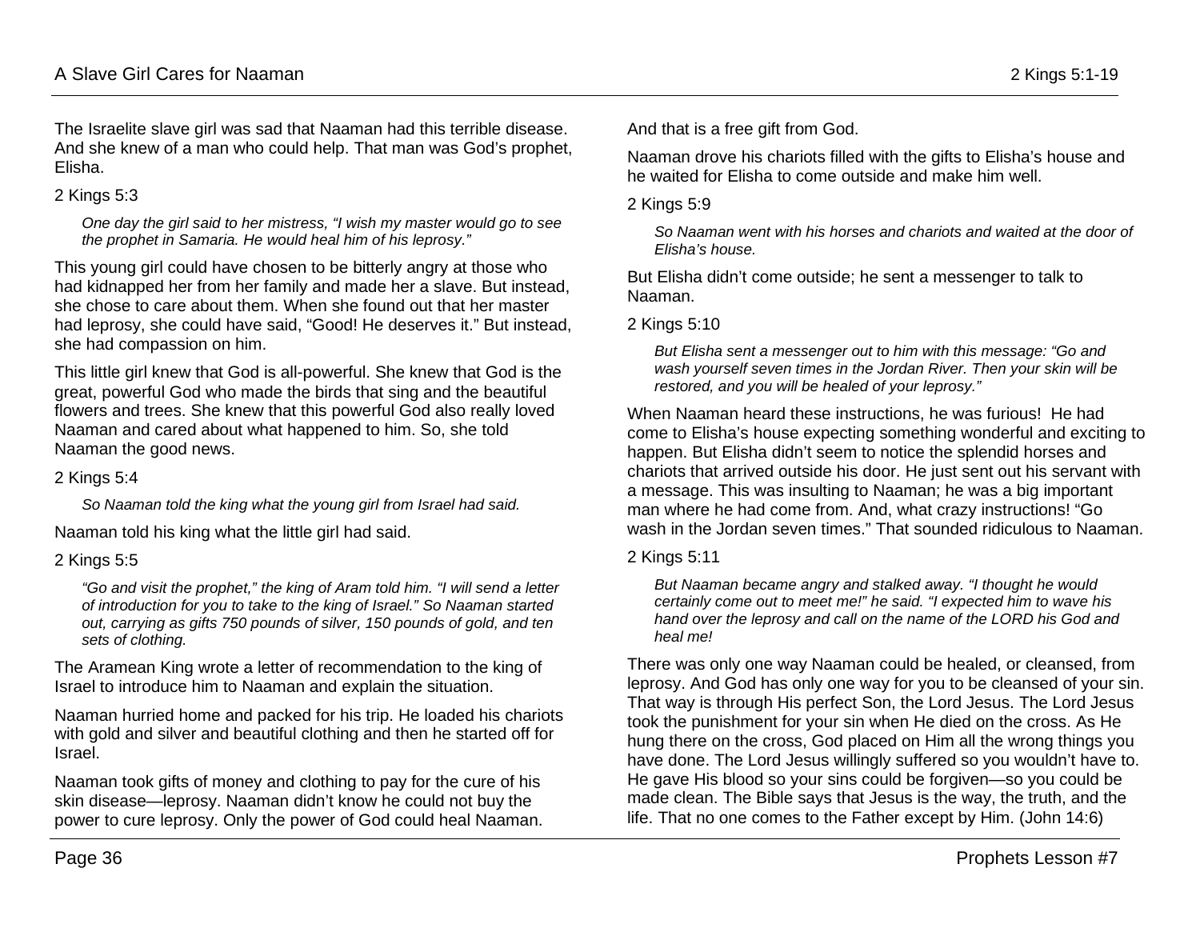The Israelite slave girl was sad that Naaman had this terrible disease. And she knew of a man who could help. That man was God's prophet, Elisha.

2 Kings 5:3

> *One day the girl said to her mistress, "I wish my master would go to see the prophet in Samaria. He would heal him of his leprosy."*

This young girl could have chosen to be bitterly angry at those who had kidnapped her from her family and made her a slave. But instead, she chose to care about them. When she found out that her master had leprosy, she could have said, "Good! He deserves it." But instead, she had compassion on him.

This little girl knew that God is all-powerful. She knew that God is the great, powerful God who made the birds that sing and the beautiful flowers and trees. She knew that this powerful God also really loved Naaman and cared about what happened to him. So, she told Naaman the good news.

2 Kings 5:4

> *So Naaman told the king what the young girl from Israel had said.*

Naaman told his king what the little girl had said.

2 Kings 5:5

> *"Go and visit the prophet," the king of Aram told him. "I will send a letter of introduction for you to take to the king of Israel." So Naaman started out, carrying as gifts 750 pounds of silver, 150 pounds of gold, and ten sets of clothing.*

The Aramean King wrote a letter of recommendation to the king of Israel to introduce him to Naaman and explain the situation.

Naaman hurried home and packed for his trip. He loaded his chariots with gold and silver and beautiful clothing and then he started off for Israel.

Naaman took gifts of money and clothing to pay for the cure of his skin disease—leprosy. Naaman didn't know he could not buy the power to cure leprosy. Only the power of God could heal Naaman. And that is a free gift from God.

Naaman drove his chariots filled with the gifts to Elisha's house and he waited for Elisha to come outside and make him well.

2 Kings 5:9

> *So Naaman went with his horses and chariots and waited at the door of Elisha's house.*

But Elisha didn't come outside; he sent a messenger to talk to Naaman.

2 Kings 5:10

> *But Elisha sent a messenger out to him with this message: "Go and wash yourself seven times in the Jordan River. Then your skin will be restored, and you will be healed of your leprosy."*

When Naaman heard these instructions, he was furious! He had come to Elisha's house expecting something wonderful and exciting to happen. But Elisha didn't seem to notice the splendid horses and chariots that arrived outside his door. He just sent out his servant with a message. This was insulting to Naaman; he was a big important man where he had come from. And, what crazy instructions! "Go wash in the Jordan seven times." That sounded ridiculous to Naaman.

2 Kings 5:11

> *But Naaman became angry and stalked away. "I thought he would certainly come out to meet me!" he said. "I expected him to wave his hand over the leprosy and call on the name of the LORD his God and heal me!*

There was only one way Naaman could be healed, or cleansed, from leprosy. And God has only one way for you to be cleansed of your sin. That way is through His perfect Son, the Lord Jesus. The Lord Jesus took the punishment for your sin when He died on the cross. As He hung there on the cross, God placed on Him all the wrong things you have done. The Lord Jesus willingly suffered so you wouldn't have to. He gave His blood so your sins could be forgiven—so you could be made clean. The Bible says that Jesus is the way, the truth, and the life. That no one comes to the Father except by Him. (John 14:6)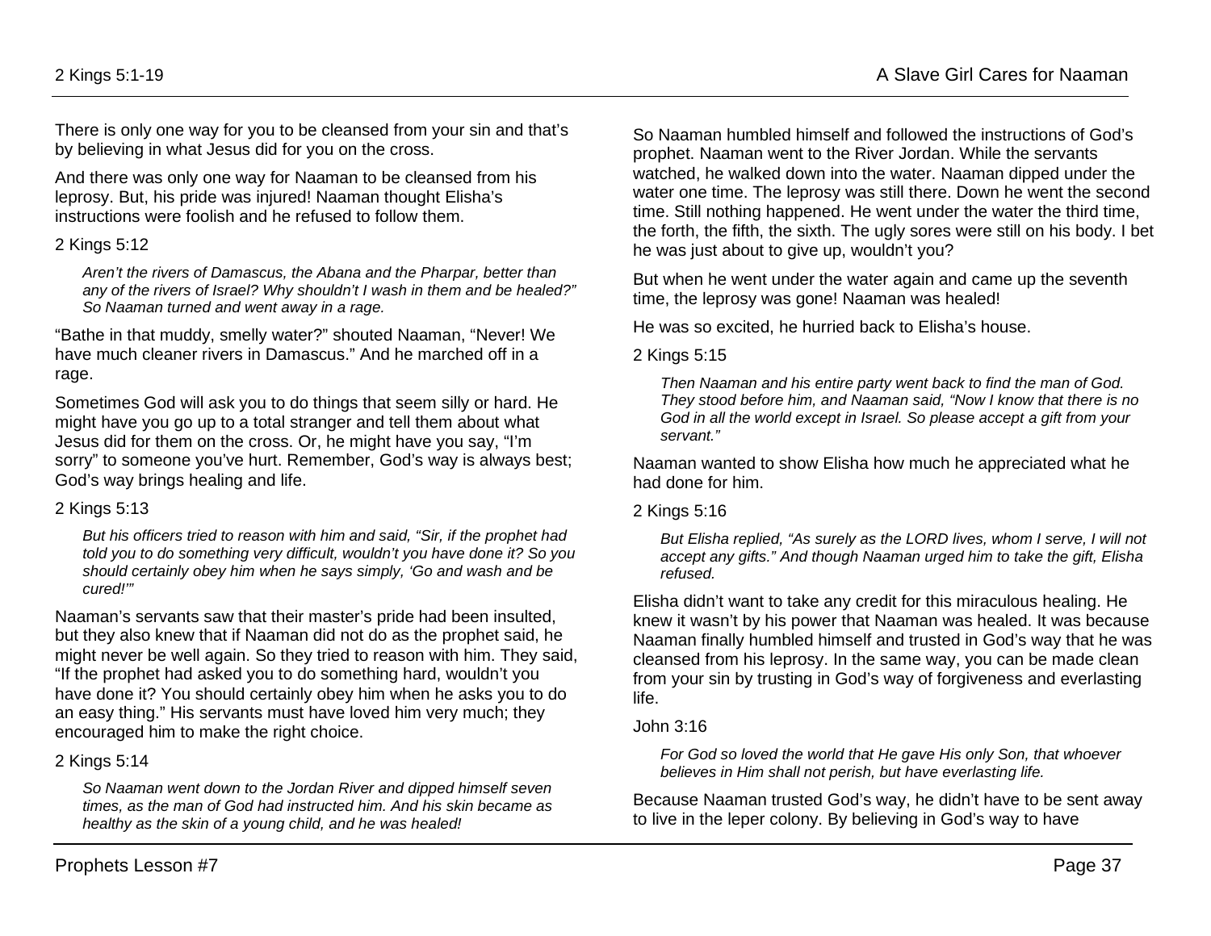There is only one way for you to be cleansed from your sin and that's by believing in what Jesus did for you on the cross.

And there was only one way for Naaman to be cleansed from his leprosy. But, his pride was injured! Naaman thought Elisha's instructions were foolish and he refused to follow them.

2 Kings 5:12

> *Aren't the rivers of Damascus, the Abana and the Pharpar, better than any of the rivers of Israel? Why shouldn't I wash in them and be healed?" So Naaman turned and went away in a rage.*

"Bathe in that muddy, smelly water?" shouted Naaman, "Never! We have much cleaner rivers in Damascus." And he marched off in a rage.

Sometimes God will ask you to do things that seem silly or hard. He might have you go up to a total stranger and tell them about what Jesus did for them on the cross. Or, he might have you say, "I'm sorry" to someone you've hurt. Remember, God's way is always best; God's way brings healing and life.

2 Kings 5:13

> *But his officers tried to reason with him and said, "Sir, if the prophet had told you to do something very difficult, wouldn't you have done it? So you should certainly obey him when he says simply, 'Go and wash and be cured!'"*

Naaman's servants saw that their master's pride had been insulted, but they also knew that if Naaman did not do as the prophet said, he might never be well again. So they tried to reason with him. They said, "If the prophet had asked you to do something hard, wouldn't you have done it? You should certainly obey him when he asks you to do an easy thing." His servants must have loved him very much; they encouraged him to make the right choice.

2 Kings 5:14

> *So Naaman went down to the Jordan River and dipped himself seven times, as the man of God had instructed him. And his skin became as healthy as the skin of a young child, and he was healed!*

So Naaman humbled himself and followed the instructions of God's prophet. Naaman went to the River Jordan. While the servants watched, he walked down into the water. Naaman dipped under the water one time. The leprosy was still there. Down he went the second time. Still nothing happened. He went under the water the third time, the forth, the fifth, the sixth. The ugly sores were still on his body. I bet he was just about to give up, wouldn't you?

But when he went under the water again and came up the seventh time, the leprosy was gone! Naaman was healed!

He was so excited, he hurried back to Elisha's house.

2 Kings 5:15

> *Then Naaman and his entire party went back to find the man of God. They stood before him, and Naaman said, "Now I know that there is no God in all the world except in Israel. So please accept a gift from your servant."*

Naaman wanted to show Elisha how much he appreciated what he had done for him.

2 Kings 5:16

> *But Elisha replied, "As surely as the LORD lives, whom I serve, I will not accept any gifts." And though Naaman urged him to take the gift, Elisha refused.*

Elisha didn't want to take any credit for this miraculous healing. He knew it wasn't by his power that Naaman was healed. It was because Naaman finally humbled himself and trusted in God's way that he was cleansed from his leprosy. In the same way, you can be made clean from your sin by trusting in God's way of forgiveness and everlasting life.

John 3:16

> *For God so loved the world that He gave His only Son, that whoever believes in Him shall not perish, but have everlasting life.*

Because Naaman trusted God's way, he didn't have to be sent away to live in the leper colony. By believing in God's way to have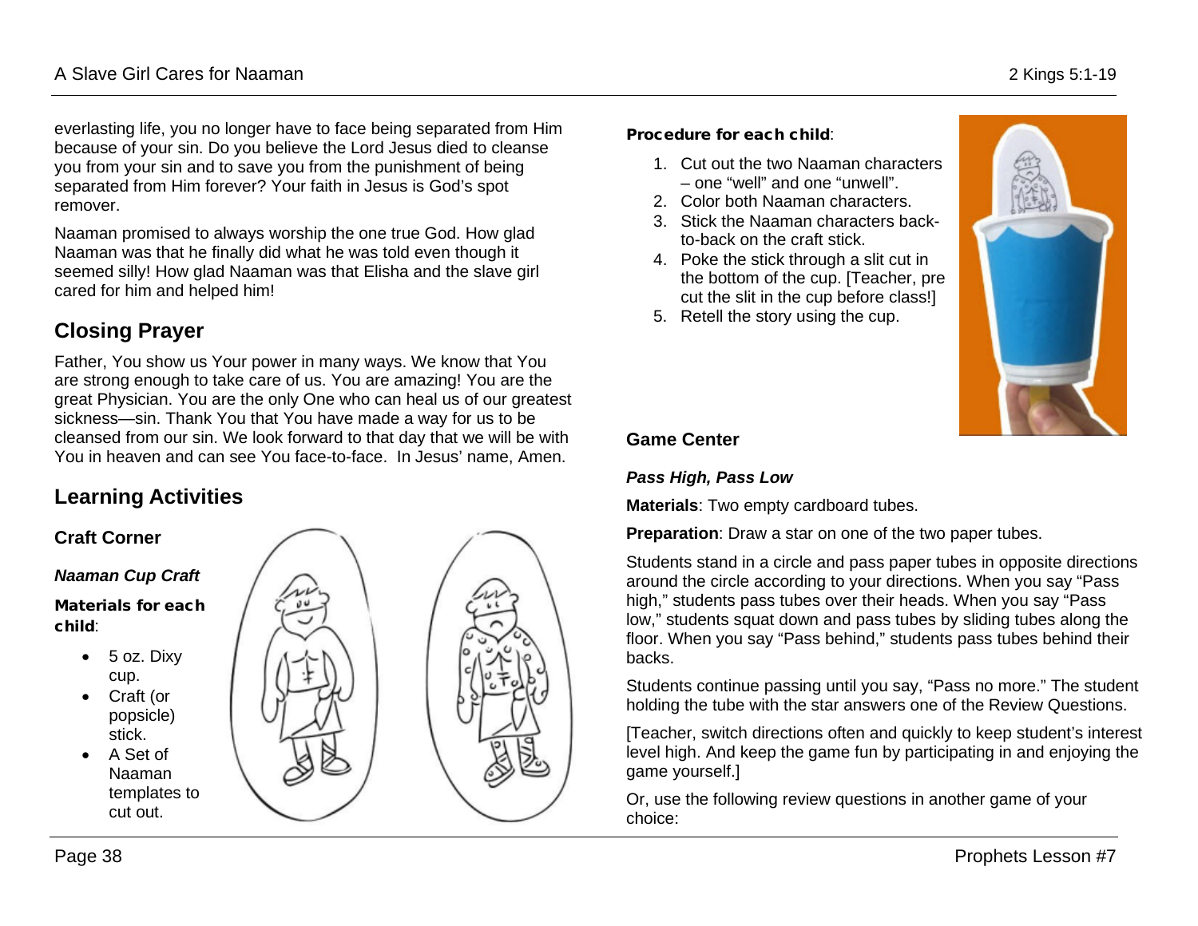everlasting life, you no longer have to face being separated from Him because of your sin. Do you believe the Lord Jesus died to cleanse you from your sin and to save you from the punishment of being separated from Him forever? Your faith in Jesus is God's spot remover.

Naaman promised to always worship the one true God. How glad Naaman was that he finally did what he was told even though it seemed silly! How glad Naaman was that Elisha and the slave girl cared for him and helped him!

## Closing Prayer

Father, You show us Your power in many ways. We know that You are strong enough to take care of us. You are amazing! You are the great Physician. You are the only One who can heal us of our greatest sickness—sin. Thank You that You have made a way for us to be cleansed from our sin. We look forward to that day that we will be with You in heaven and can see You face-to-face. In Jesus' name, Amen.

## Learning Activities

### Craft Corner

***Naaman Cup Craft***

**Materials for each child**:

- 5 oz. Dixy cup.
- Craft (or popsicle) stick.
- A Set of Naaman templates to cut out.

**Procedure for each child**:

1. Cut out the two Naaman characters – one "well" and one "unwell".
2. Color both Naaman characters.
3. Stick the Naaman characters back-to-back on the craft stick.
4. Poke the stick through a slit cut in the bottom of the cup. [Teacher, pre cut the slit in the cup before class!]
5. Retell the story using the cup.

### Game Center

***Pass High, Pass Low***

**Materials**: Two empty cardboard tubes.

**Preparation**: Draw a star on one of the two paper tubes.

Students stand in a circle and pass paper tubes in opposite directions around the circle according to your directions. When you say "Pass high," students pass tubes over their heads. When you say "Pass low," students squat down and pass tubes by sliding tubes along the floor. When you say "Pass behind," students pass tubes behind their backs.

Students continue passing until you say, "Pass no more." The student holding the tube with the star answers one of the Review Questions.

[Teacher, switch directions often and quickly to keep student's interest level high. And keep the game fun by participating in and enjoying the game yourself.]

Or, use the following review questions in another game of your choice: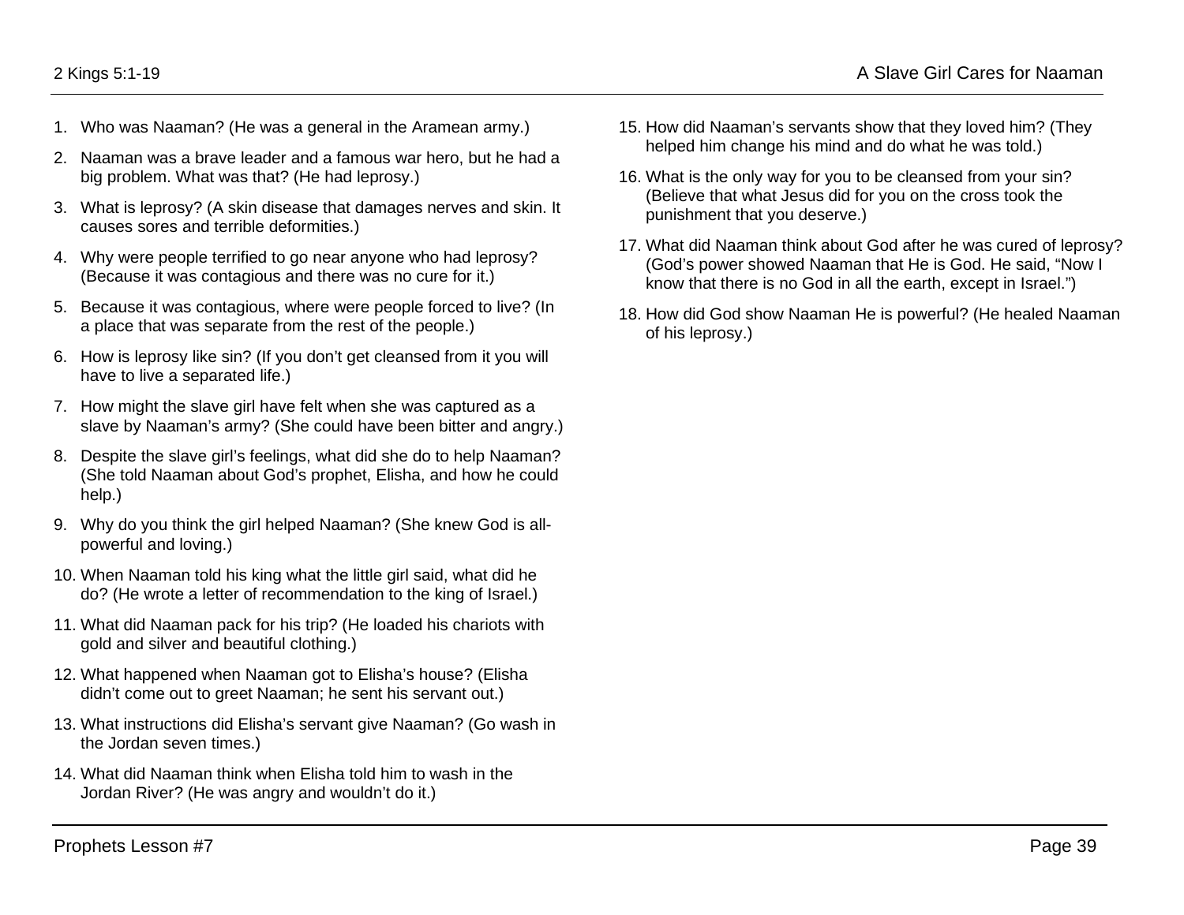1. Who was Naaman? (He was a general in the Aramean army.)
2. Naaman was a brave leader and a famous war hero, but he had a big problem. What was that? (He had leprosy.)
3. What is leprosy? (A skin disease that damages nerves and skin. It causes sores and terrible deformities.)
4. Why were people terrified to go near anyone who had leprosy? (Because it was contagious and there was no cure for it.)
5. Because it was contagious, where were people forced to live? (In a place that was separate from the rest of the people.)
6. How is leprosy like sin? (If you don't get cleansed from it you will have to live a separated life.)
7. How might the slave girl have felt when she was captured as a slave by Naaman's army? (She could have been bitter and angry.)
8. Despite the slave girl's feelings, what did she do to help Naaman? (She told Naaman about God's prophet, Elisha, and how he could help.)
9. Why do you think the girl helped Naaman? (She knew God is all-powerful and loving.)
10. When Naaman told his king what the little girl said, what did he do? (He wrote a letter of recommendation to the king of Israel.)
11. What did Naaman pack for his trip? (He loaded his chariots with gold and silver and beautiful clothing.)
12. What happened when Naaman got to Elisha's house? (Elisha didn't come out to greet Naaman; he sent his servant out.)
13. What instructions did Elisha's servant give Naaman? (Go wash in the Jordan seven times.)
14. What did Naaman think when Elisha told him to wash in the Jordan River? (He was angry and wouldn't do it.)
15. How did Naaman's servants show that they loved him? (They helped him change his mind and do what he was told.)
16. What is the only way for you to be cleansed from your sin? (Believe that what Jesus did for you on the cross took the punishment that you deserve.)
17. What did Naaman think about God after he was cured of leprosy? (God's power showed Naaman that He is God. He said, "Now I know that there is no God in all the earth, except in Israel.")
18. How did God show Naaman He is powerful? (He healed Naaman of his leprosy.)